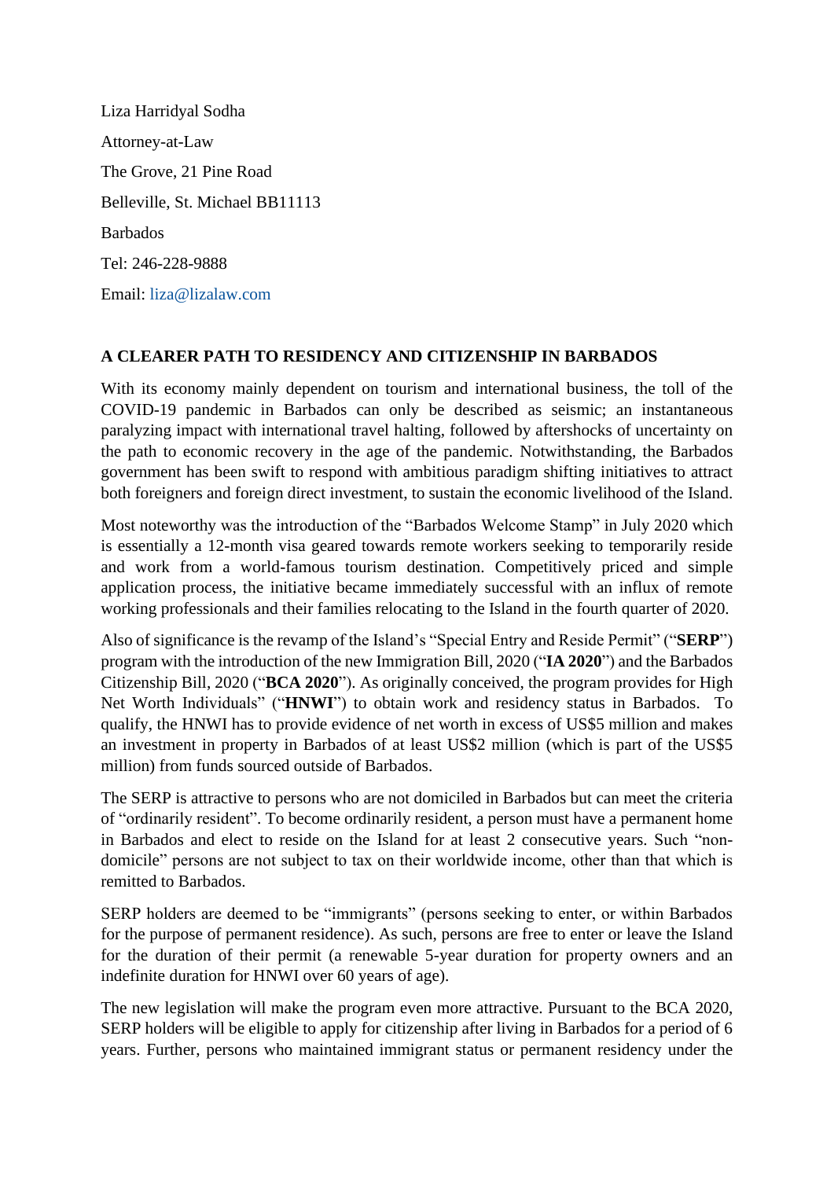Liza Harridyal Sodha

Attorney-at-Law

The Grove, 21 Pine Road

Belleville, St. Michael BB11113

Barbados

Tel: 246-228-9888

Email: liza@lizalaw.com

**A CLEARER PATH TO RESIDENCY AND CITIZENSHIP IN BARBADOS**

With its economy mainly dependent on tourism and international business, the toll of the COVID-19 pandemic in Barbados can only be described as seismic; an instantaneous paralyzing impact with international travel halting, followed by aftershocks of uncertainty on the path to economic recovery in the age of the pandemic. Notwithstanding, the Barbados government has been swift to respond with ambitious paradigm shifting initiatives to attract both foreigners and foreign direct investment, to sustain the economic livelihood of the Island.

Most noteworthy was the introduction of the "Barbados Welcome Stamp" in July 2020 which is essentially a 12-month visa geared towards remote workers seeking to temporarily reside and work from a world-famous tourism destination. Competitively priced and simple application process, the initiative became immediately successful with an influx of remote working professionals and their families relocating to the Island in the fourth quarter of 2020.

Also of significance is the revamp of the Island's "Special Entry and Reside Permit" ("**SERP**") program with the introduction of the new Immigration Bill, 2020 ("**IA 2020**") and the Barbados Citizenship Bill, 2020 ("**BCA 2020**"). As originally conceived, the program provides for High Net Worth Individuals" ("**HNWI**") to obtain work and residency status in Barbados. To qualify, the HNWI has to provide evidence of net worth in excess of US$5 million and makes an investment in property in Barbados of at least US$2 million (which is part of the US$5 million) from funds sourced outside of Barbados.

The SERP is attractive to persons who are not domiciled in Barbados but can meet the criteria of "ordinarily resident". To become ordinarily resident, a person must have a permanent home in Barbados and elect to reside on the Island for at least 2 consecutive years. Such "non-domicile" persons are not subject to tax on their worldwide income, other than that which is remitted to Barbados.

SERP holders are deemed to be "immigrants" (persons seeking to enter, or within Barbados for the purpose of permanent residence). As such, persons are free to enter or leave the Island for the duration of their permit (a renewable 5-year duration for property owners and an indefinite duration for HNWI over 60 years of age).

The new legislation will make the program even more attractive. Pursuant to the BCA 2020, SERP holders will be eligible to apply for citizenship after living in Barbados for a period of 6 years. Further, persons who maintained immigrant status or permanent residency under the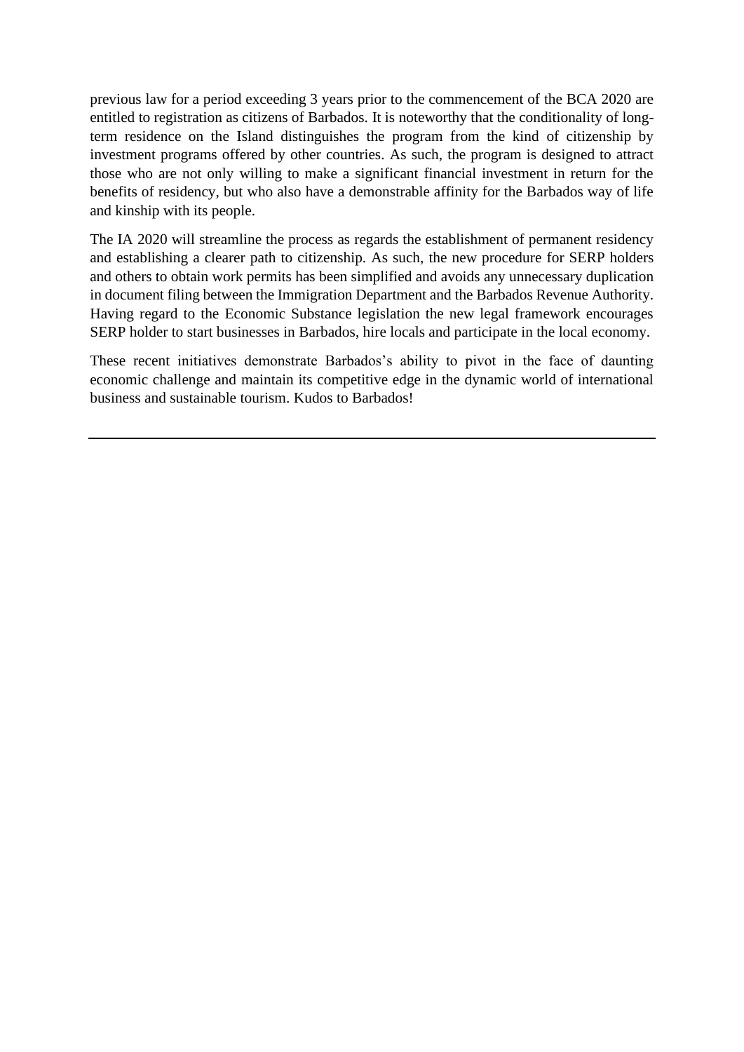previous law for a period exceeding 3 years prior to the commencement of the BCA 2020 are entitled to registration as citizens of Barbados. It is noteworthy that the conditionality of long-term residence on the Island distinguishes the program from the kind of citizenship by investment programs offered by other countries. As such, the program is designed to attract those who are not only willing to make a significant financial investment in return for the benefits of residency, but who also have a demonstrable affinity for the Barbados way of life and kinship with its people.

The IA 2020 will streamline the process as regards the establishment of permanent residency and establishing a clearer path to citizenship. As such, the new procedure for SERP holders and others to obtain work permits has been simplified and avoids any unnecessary duplication in document filing between the Immigration Department and the Barbados Revenue Authority. Having regard to the Economic Substance legislation the new legal framework encourages SERP holder to start businesses in Barbados, hire locals and participate in the local economy.

These recent initiatives demonstrate Barbados's ability to pivot in the face of daunting economic challenge and maintain its competitive edge in the dynamic world of international business and sustainable tourism. Kudos to Barbados!

---